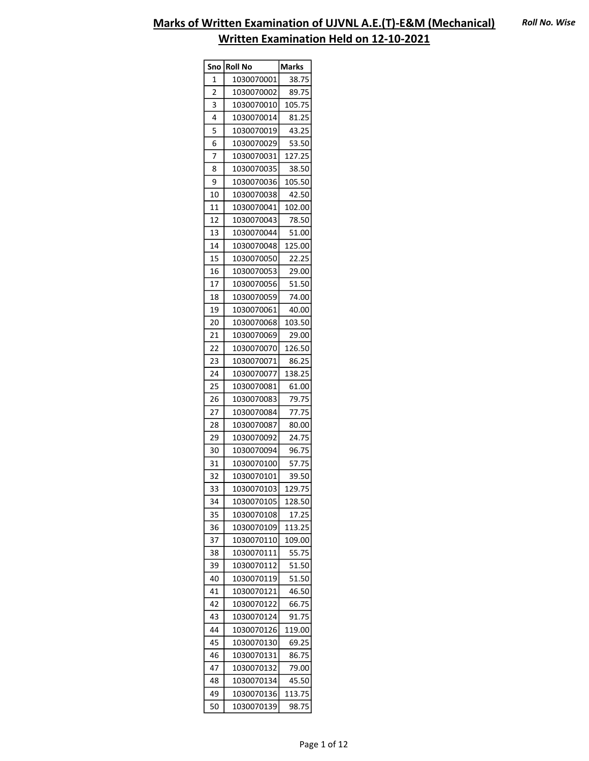# Marks of Written Examination of UJVNL A.E.(T)-E&M (Mechanical)

*Roll No. Wise*

## Written Examination Held on 12-10-2021

| Sno | Roll No | Marks |
|---|---|---|
| 1 | 1030070001 | 38.75 |
| 2 | 1030070002 | 89.75 |
| 3 | 1030070010 | 105.75 |
| 4 | 1030070014 | 81.25 |
| 5 | 1030070019 | 43.25 |
| 6 | 1030070029 | 53.50 |
| 7 | 1030070031 | 127.25 |
| 8 | 1030070035 | 38.50 |
| 9 | 1030070036 | 105.50 |
| 10 | 1030070038 | 42.50 |
| 11 | 1030070041 | 102.00 |
| 12 | 1030070043 | 78.50 |
| 13 | 1030070044 | 51.00 |
| 14 | 1030070048 | 125.00 |
| 15 | 1030070050 | 22.25 |
| 16 | 1030070053 | 29.00 |
| 17 | 1030070056 | 51.50 |
| 18 | 1030070059 | 74.00 |
| 19 | 1030070061 | 40.00 |
| 20 | 1030070068 | 103.50 |
| 21 | 1030070069 | 29.00 |
| 22 | 1030070070 | 126.50 |
| 23 | 1030070071 | 86.25 |
| 24 | 1030070077 | 138.25 |
| 25 | 1030070081 | 61.00 |
| 26 | 1030070083 | 79.75 |
| 27 | 1030070084 | 77.75 |
| 28 | 1030070087 | 80.00 |
| 29 | 1030070092 | 24.75 |
| 30 | 1030070094 | 96.75 |
| 31 | 1030070100 | 57.75 |
| 32 | 1030070101 | 39.50 |
| 33 | 1030070103 | 129.75 |
| 34 | 1030070105 | 128.50 |
| 35 | 1030070108 | 17.25 |
| 36 | 1030070109 | 113.25 |
| 37 | 1030070110 | 109.00 |
| 38 | 1030070111 | 55.75 |
| 39 | 1030070112 | 51.50 |
| 40 | 1030070119 | 51.50 |
| 41 | 1030070121 | 46.50 |
| 42 | 1030070122 | 66.75 |
| 43 | 1030070124 | 91.75 |
| 44 | 1030070126 | 119.00 |
| 45 | 1030070130 | 69.25 |
| 46 | 1030070131 | 86.75 |
| 47 | 1030070132 | 79.00 |
| 48 | 1030070134 | 45.50 |
| 49 | 1030070136 | 113.75 |
| 50 | 1030070139 | 98.75 |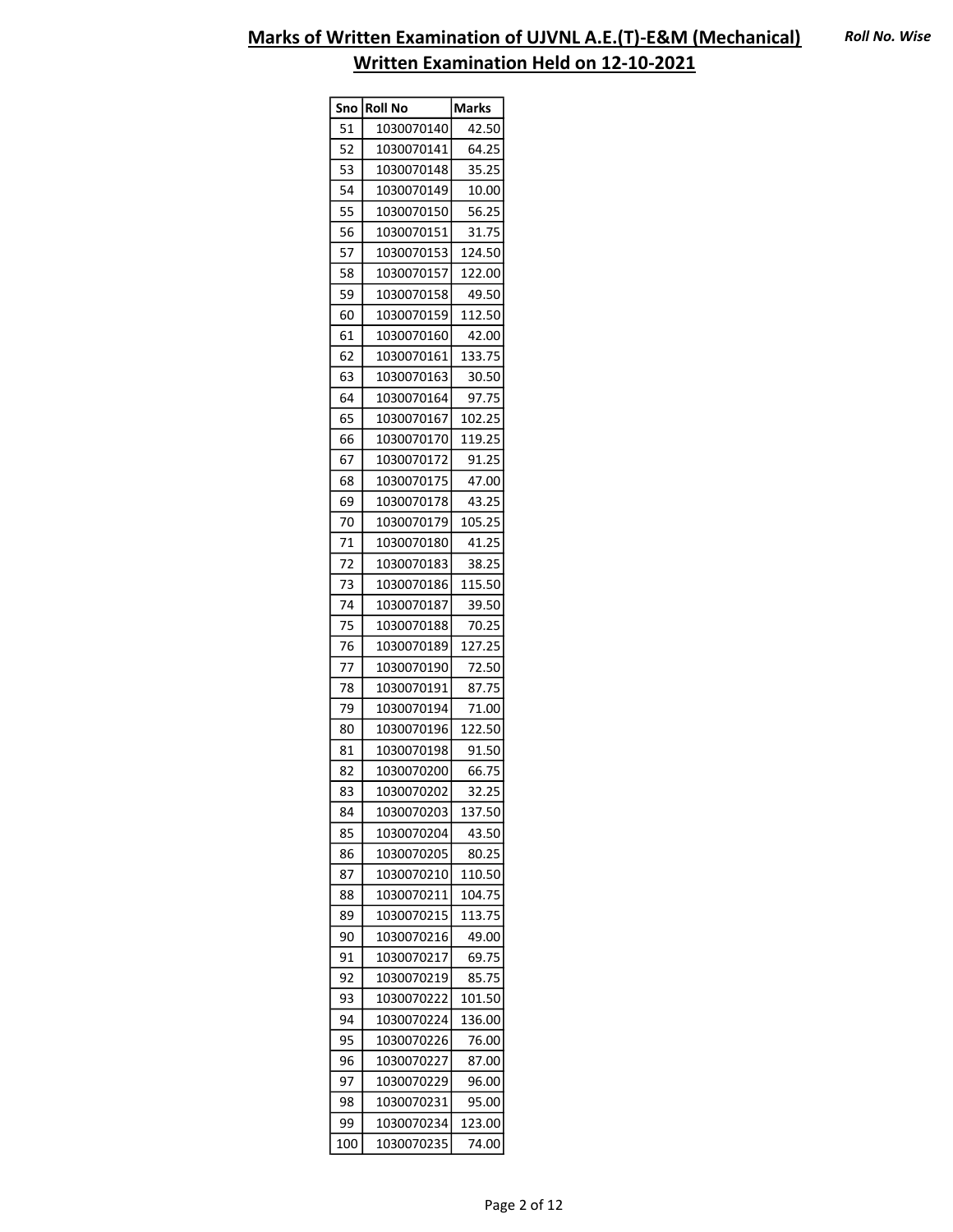# Marks of Written Examination of UJVNL A.E.(T)-E&M (Mechanical)

*Roll No. Wise*

## Written Examination Held on 12-10-2021

| Sno | Roll No | Marks |
|---|---|---|
| 51 | 1030070140 | 42.50 |
| 52 | 1030070141 | 64.25 |
| 53 | 1030070148 | 35.25 |
| 54 | 1030070149 | 10.00 |
| 55 | 1030070150 | 56.25 |
| 56 | 1030070151 | 31.75 |
| 57 | 1030070153 | 124.50 |
| 58 | 1030070157 | 122.00 |
| 59 | 1030070158 | 49.50 |
| 60 | 1030070159 | 112.50 |
| 61 | 1030070160 | 42.00 |
| 62 | 1030070161 | 133.75 |
| 63 | 1030070163 | 30.50 |
| 64 | 1030070164 | 97.75 |
| 65 | 1030070167 | 102.25 |
| 66 | 1030070170 | 119.25 |
| 67 | 1030070172 | 91.25 |
| 68 | 1030070175 | 47.00 |
| 69 | 1030070178 | 43.25 |
| 70 | 1030070179 | 105.25 |
| 71 | 1030070180 | 41.25 |
| 72 | 1030070183 | 38.25 |
| 73 | 1030070186 | 115.50 |
| 74 | 1030070187 | 39.50 |
| 75 | 1030070188 | 70.25 |
| 76 | 1030070189 | 127.25 |
| 77 | 1030070190 | 72.50 |
| 78 | 1030070191 | 87.75 |
| 79 | 1030070194 | 71.00 |
| 80 | 1030070196 | 122.50 |
| 81 | 1030070198 | 91.50 |
| 82 | 1030070200 | 66.75 |
| 83 | 1030070202 | 32.25 |
| 84 | 1030070203 | 137.50 |
| 85 | 1030070204 | 43.50 |
| 86 | 1030070205 | 80.25 |
| 87 | 1030070210 | 110.50 |
| 88 | 1030070211 | 104.75 |
| 89 | 1030070215 | 113.75 |
| 90 | 1030070216 | 49.00 |
| 91 | 1030070217 | 69.75 |
| 92 | 1030070219 | 85.75 |
| 93 | 1030070222 | 101.50 |
| 94 | 1030070224 | 136.00 |
| 95 | 1030070226 | 76.00 |
| 96 | 1030070227 | 87.00 |
| 97 | 1030070229 | 96.00 |
| 98 | 1030070231 | 95.00 |
| 99 | 1030070234 | 123.00 |
| 100 | 1030070235 | 74.00 |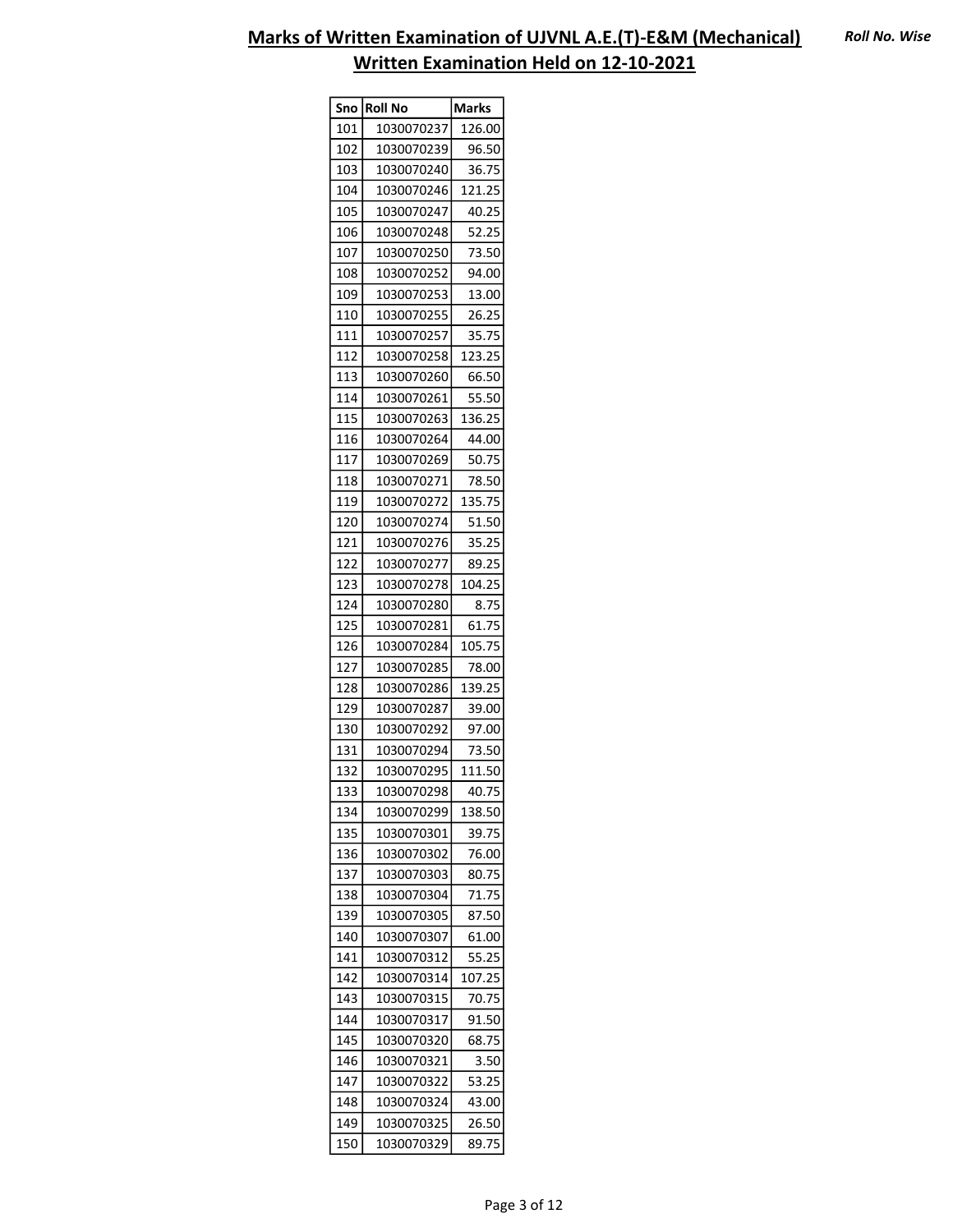## Marks of Written Examination of UJVNL A.E.(T)-E&M (Mechanical)

## Written Examination Held on 12-10-2021

*Roll No. Wise*

| Sno | Roll No | Marks |
|---|---|---|
| 101 | 1030070237 | 126.00 |
| 102 | 1030070239 | 96.50 |
| 103 | 1030070240 | 36.75 |
| 104 | 1030070246 | 121.25 |
| 105 | 1030070247 | 40.25 |
| 106 | 1030070248 | 52.25 |
| 107 | 1030070250 | 73.50 |
| 108 | 1030070252 | 94.00 |
| 109 | 1030070253 | 13.00 |
| 110 | 1030070255 | 26.25 |
| 111 | 1030070257 | 35.75 |
| 112 | 1030070258 | 123.25 |
| 113 | 1030070260 | 66.50 |
| 114 | 1030070261 | 55.50 |
| 115 | 1030070263 | 136.25 |
| 116 | 1030070264 | 44.00 |
| 117 | 1030070269 | 50.75 |
| 118 | 1030070271 | 78.50 |
| 119 | 1030070272 | 135.75 |
| 120 | 1030070274 | 51.50 |
| 121 | 1030070276 | 35.25 |
| 122 | 1030070277 | 89.25 |
| 123 | 1030070278 | 104.25 |
| 124 | 1030070280 | 8.75 |
| 125 | 1030070281 | 61.75 |
| 126 | 1030070284 | 105.75 |
| 127 | 1030070285 | 78.00 |
| 128 | 1030070286 | 139.25 |
| 129 | 1030070287 | 39.00 |
| 130 | 1030070292 | 97.00 |
| 131 | 1030070294 | 73.50 |
| 132 | 1030070295 | 111.50 |
| 133 | 1030070298 | 40.75 |
| 134 | 1030070299 | 138.50 |
| 135 | 1030070301 | 39.75 |
| 136 | 1030070302 | 76.00 |
| 137 | 1030070303 | 80.75 |
| 138 | 1030070304 | 71.75 |
| 139 | 1030070305 | 87.50 |
| 140 | 1030070307 | 61.00 |
| 141 | 1030070312 | 55.25 |
| 142 | 1030070314 | 107.25 |
| 143 | 1030070315 | 70.75 |
| 144 | 1030070317 | 91.50 |
| 145 | 1030070320 | 68.75 |
| 146 | 1030070321 | 3.50 |
| 147 | 1030070322 | 53.25 |
| 148 | 1030070324 | 43.00 |
| 149 | 1030070325 | 26.50 |
| 150 | 1030070329 | 89.75 |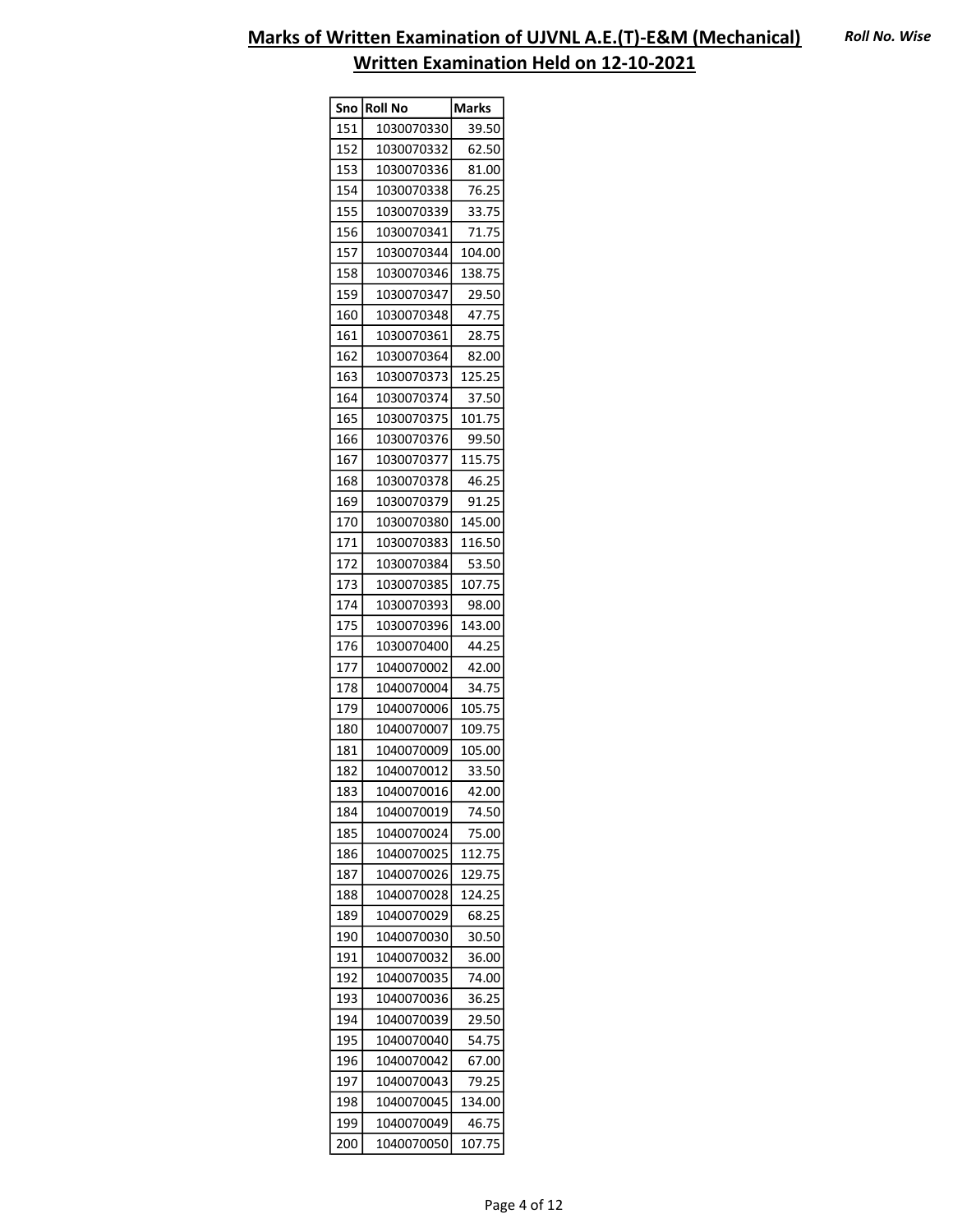## Marks of Written Examination of UJVNL A.E.(T)-E&M (Mechanical)

*Roll No. Wise*

## Written Examination Held on 12-10-2021

| Sno | Roll No | Marks |
|---|---|---|
| 151 | 1030070330 | 39.50 |
| 152 | 1030070332 | 62.50 |
| 153 | 1030070336 | 81.00 |
| 154 | 1030070338 | 76.25 |
| 155 | 1030070339 | 33.75 |
| 156 | 1030070341 | 71.75 |
| 157 | 1030070344 | 104.00 |
| 158 | 1030070346 | 138.75 |
| 159 | 1030070347 | 29.50 |
| 160 | 1030070348 | 47.75 |
| 161 | 1030070361 | 28.75 |
| 162 | 1030070364 | 82.00 |
| 163 | 1030070373 | 125.25 |
| 164 | 1030070374 | 37.50 |
| 165 | 1030070375 | 101.75 |
| 166 | 1030070376 | 99.50 |
| 167 | 1030070377 | 115.75 |
| 168 | 1030070378 | 46.25 |
| 169 | 1030070379 | 91.25 |
| 170 | 1030070380 | 145.00 |
| 171 | 1030070383 | 116.50 |
| 172 | 1030070384 | 53.50 |
| 173 | 1030070385 | 107.75 |
| 174 | 1030070393 | 98.00 |
| 175 | 1030070396 | 143.00 |
| 176 | 1030070400 | 44.25 |
| 177 | 1040070002 | 42.00 |
| 178 | 1040070004 | 34.75 |
| 179 | 1040070006 | 105.75 |
| 180 | 1040070007 | 109.75 |
| 181 | 1040070009 | 105.00 |
| 182 | 1040070012 | 33.50 |
| 183 | 1040070016 | 42.00 |
| 184 | 1040070019 | 74.50 |
| 185 | 1040070024 | 75.00 |
| 186 | 1040070025 | 112.75 |
| 187 | 1040070026 | 129.75 |
| 188 | 1040070028 | 124.25 |
| 189 | 1040070029 | 68.25 |
| 190 | 1040070030 | 30.50 |
| 191 | 1040070032 | 36.00 |
| 192 | 1040070035 | 74.00 |
| 193 | 1040070036 | 36.25 |
| 194 | 1040070039 | 29.50 |
| 195 | 1040070040 | 54.75 |
| 196 | 1040070042 | 67.00 |
| 197 | 1040070043 | 79.25 |
| 198 | 1040070045 | 134.00 |
| 199 | 1040070049 | 46.75 |
| 200 | 1040070050 | 107.75 |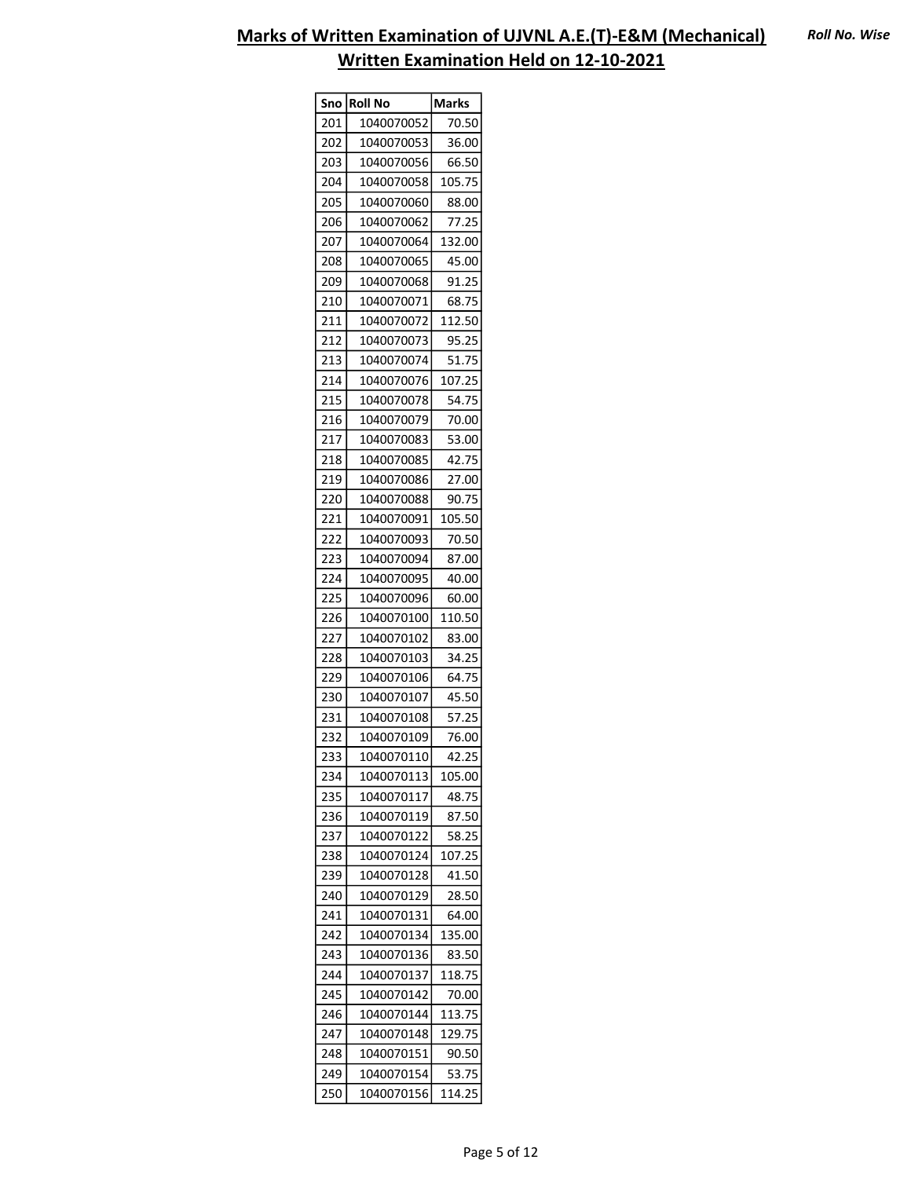# Marks of Written Examination of UJVNL A.E.(T)-E&M (Mechanical)

***Roll No. Wise***

## Written Examination Held on 12-10-2021

| Sno | Roll No | Marks |
|---|---|---|
| 201 | 1040070052 | 70.50 |
| 202 | 1040070053 | 36.00 |
| 203 | 1040070056 | 66.50 |
| 204 | 1040070058 | 105.75 |
| 205 | 1040070060 | 88.00 |
| 206 | 1040070062 | 77.25 |
| 207 | 1040070064 | 132.00 |
| 208 | 1040070065 | 45.00 |
| 209 | 1040070068 | 91.25 |
| 210 | 1040070071 | 68.75 |
| 211 | 1040070072 | 112.50 |
| 212 | 1040070073 | 95.25 |
| 213 | 1040070074 | 51.75 |
| 214 | 1040070076 | 107.25 |
| 215 | 1040070078 | 54.75 |
| 216 | 1040070079 | 70.00 |
| 217 | 1040070083 | 53.00 |
| 218 | 1040070085 | 42.75 |
| 219 | 1040070086 | 27.00 |
| 220 | 1040070088 | 90.75 |
| 221 | 1040070091 | 105.50 |
| 222 | 1040070093 | 70.50 |
| 223 | 1040070094 | 87.00 |
| 224 | 1040070095 | 40.00 |
| 225 | 1040070096 | 60.00 |
| 226 | 1040070100 | 110.50 |
| 227 | 1040070102 | 83.00 |
| 228 | 1040070103 | 34.25 |
| 229 | 1040070106 | 64.75 |
| 230 | 1040070107 | 45.50 |
| 231 | 1040070108 | 57.25 |
| 232 | 1040070109 | 76.00 |
| 233 | 1040070110 | 42.25 |
| 234 | 1040070113 | 105.00 |
| 235 | 1040070117 | 48.75 |
| 236 | 1040070119 | 87.50 |
| 237 | 1040070122 | 58.25 |
| 238 | 1040070124 | 107.25 |
| 239 | 1040070128 | 41.50 |
| 240 | 1040070129 | 28.50 |
| 241 | 1040070131 | 64.00 |
| 242 | 1040070134 | 135.00 |
| 243 | 1040070136 | 83.50 |
| 244 | 1040070137 | 118.75 |
| 245 | 1040070142 | 70.00 |
| 246 | 1040070144 | 113.75 |
| 247 | 1040070148 | 129.75 |
| 248 | 1040070151 | 90.50 |
| 249 | 1040070154 | 53.75 |
| 250 | 1040070156 | 114.25 |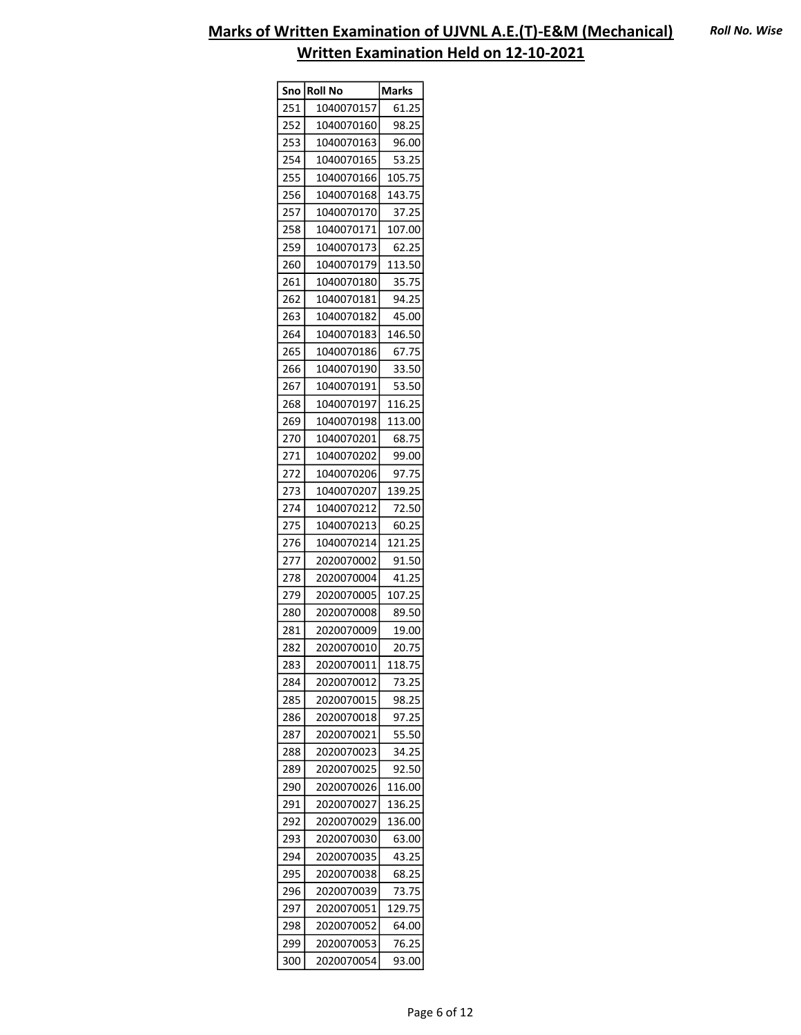## Marks of Written Examination of UJVNL A.E.(T)-E&M (Mechanical)

*Roll No. Wise*

## Written Examination Held on 12-10-2021

| Sno | Roll No | Marks |
|---|---|---|
| 251 | 1040070157 | 61.25 |
| 252 | 1040070160 | 98.25 |
| 253 | 1040070163 | 96.00 |
| 254 | 1040070165 | 53.25 |
| 255 | 1040070166 | 105.75 |
| 256 | 1040070168 | 143.75 |
| 257 | 1040070170 | 37.25 |
| 258 | 1040070171 | 107.00 |
| 259 | 1040070173 | 62.25 |
| 260 | 1040070179 | 113.50 |
| 261 | 1040070180 | 35.75 |
| 262 | 1040070181 | 94.25 |
| 263 | 1040070182 | 45.00 |
| 264 | 1040070183 | 146.50 |
| 265 | 1040070186 | 67.75 |
| 266 | 1040070190 | 33.50 |
| 267 | 1040070191 | 53.50 |
| 268 | 1040070197 | 116.25 |
| 269 | 1040070198 | 113.00 |
| 270 | 1040070201 | 68.75 |
| 271 | 1040070202 | 99.00 |
| 272 | 1040070206 | 97.75 |
| 273 | 1040070207 | 139.25 |
| 274 | 1040070212 | 72.50 |
| 275 | 1040070213 | 60.25 |
| 276 | 1040070214 | 121.25 |
| 277 | 2020070002 | 91.50 |
| 278 | 2020070004 | 41.25 |
| 279 | 2020070005 | 107.25 |
| 280 | 2020070008 | 89.50 |
| 281 | 2020070009 | 19.00 |
| 282 | 2020070010 | 20.75 |
| 283 | 2020070011 | 118.75 |
| 284 | 2020070012 | 73.25 |
| 285 | 2020070015 | 98.25 |
| 286 | 2020070018 | 97.25 |
| 287 | 2020070021 | 55.50 |
| 288 | 2020070023 | 34.25 |
| 289 | 2020070025 | 92.50 |
| 290 | 2020070026 | 116.00 |
| 291 | 2020070027 | 136.25 |
| 292 | 2020070029 | 136.00 |
| 293 | 2020070030 | 63.00 |
| 294 | 2020070035 | 43.25 |
| 295 | 2020070038 | 68.25 |
| 296 | 2020070039 | 73.75 |
| 297 | 2020070051 | 129.75 |
| 298 | 2020070052 | 64.00 |
| 299 | 2020070053 | 76.25 |
| 300 | 2020070054 | 93.00 |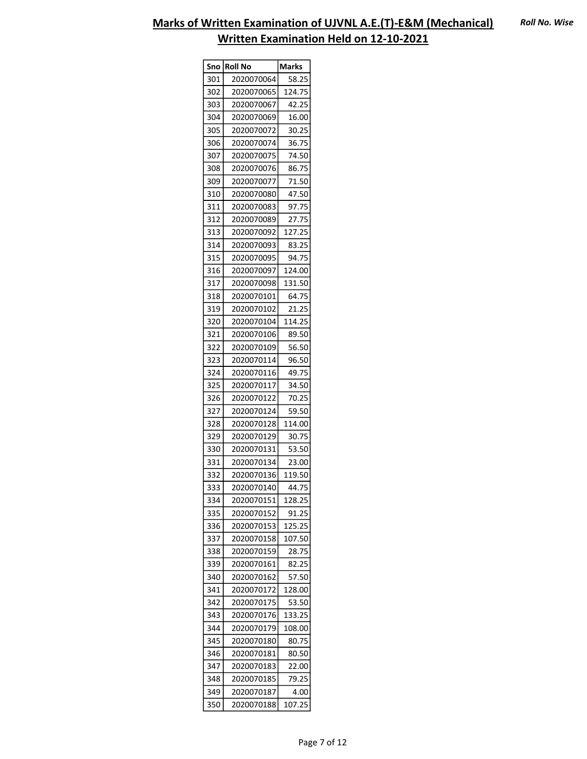## Marks of Written Examination of UJVNL A.E.(T)-E&M (Mechanical)
## Written Examination Held on 12-10-2021

*Roll No. Wise*

| Sno | Roll No | Marks |
|---|---|---|
| 301 | 2020070064 | 58.25 |
| 302 | 2020070065 | 124.75 |
| 303 | 2020070067 | 42.25 |
| 304 | 2020070069 | 16.00 |
| 305 | 2020070072 | 30.25 |
| 306 | 2020070074 | 36.75 |
| 307 | 2020070075 | 74.50 |
| 308 | 2020070076 | 86.75 |
| 309 | 2020070077 | 71.50 |
| 310 | 2020070080 | 47.50 |
| 311 | 2020070083 | 97.75 |
| 312 | 2020070089 | 27.75 |
| 313 | 2020070092 | 127.25 |
| 314 | 2020070093 | 83.25 |
| 315 | 2020070095 | 94.75 |
| 316 | 2020070097 | 124.00 |
| 317 | 2020070098 | 131.50 |
| 318 | 2020070101 | 64.75 |
| 319 | 2020070102 | 21.25 |
| 320 | 2020070104 | 114.25 |
| 321 | 2020070106 | 89.50 |
| 322 | 2020070109 | 56.50 |
| 323 | 2020070114 | 96.50 |
| 324 | 2020070116 | 49.75 |
| 325 | 2020070117 | 34.50 |
| 326 | 2020070122 | 70.25 |
| 327 | 2020070124 | 59.50 |
| 328 | 2020070128 | 114.00 |
| 329 | 2020070129 | 30.75 |
| 330 | 2020070131 | 53.50 |
| 331 | 2020070134 | 23.00 |
| 332 | 2020070136 | 119.50 |
| 333 | 2020070140 | 44.75 |
| 334 | 2020070151 | 128.25 |
| 335 | 2020070152 | 91.25 |
| 336 | 2020070153 | 125.25 |
| 337 | 2020070158 | 107.50 |
| 338 | 2020070159 | 28.75 |
| 339 | 2020070161 | 82.25 |
| 340 | 2020070162 | 57.50 |
| 341 | 2020070172 | 128.00 |
| 342 | 2020070175 | 53.50 |
| 343 | 2020070176 | 133.25 |
| 344 | 2020070179 | 108.00 |
| 345 | 2020070180 | 80.75 |
| 346 | 2020070181 | 80.50 |
| 347 | 2020070183 | 22.00 |
| 348 | 2020070185 | 79.25 |
| 349 | 2020070187 | 4.00 |
| 350 | 2020070188 | 107.25 |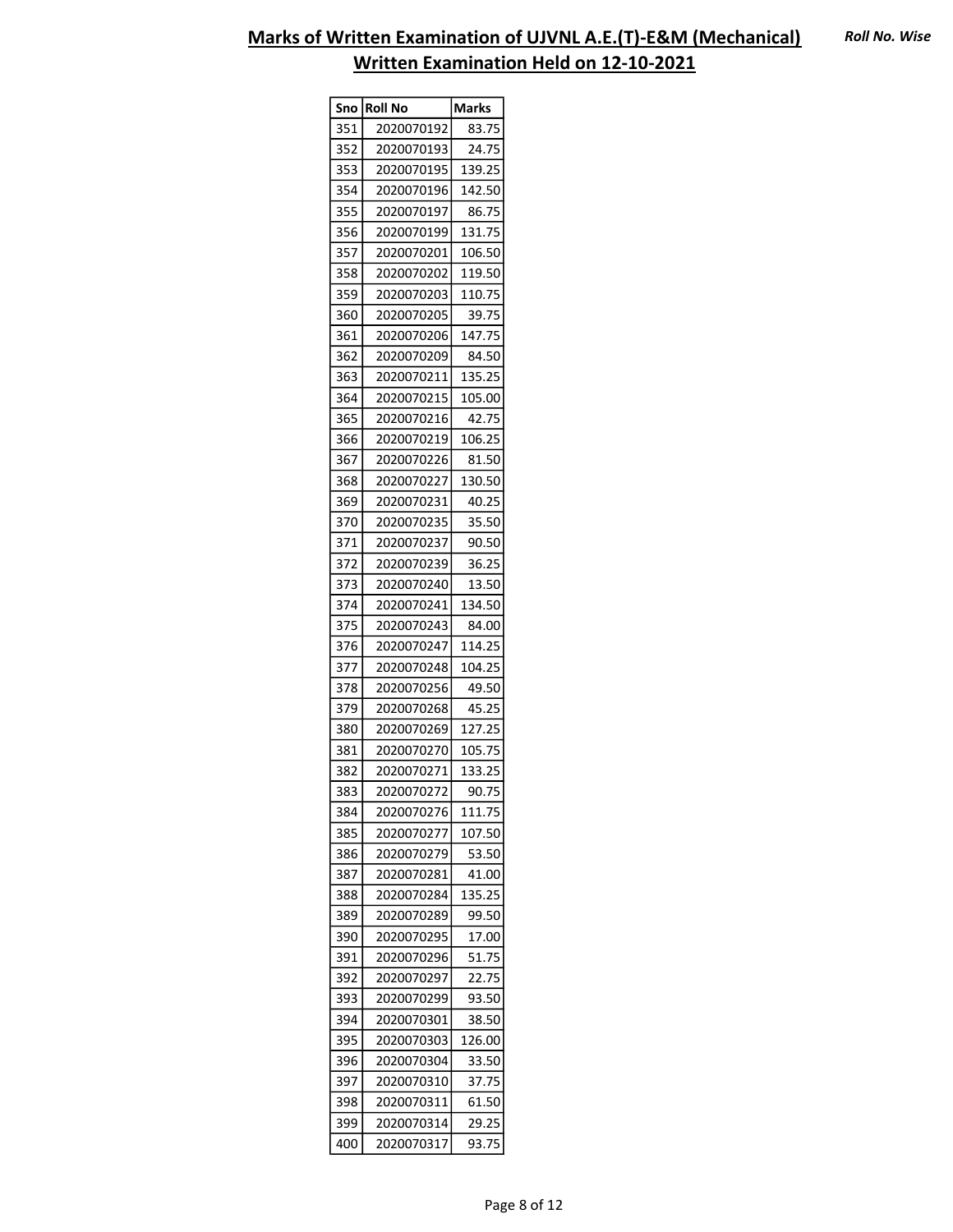## Marks of Written Examination of UJVNL A.E.(T)-E&M (Mechanical)

*Roll No. Wise*

## Written Examination Held on 12-10-2021

| Sno | Roll No | Marks |
|---|---|---|
| 351 | 2020070192 | 83.75 |
| 352 | 2020070193 | 24.75 |
| 353 | 2020070195 | 139.25 |
| 354 | 2020070196 | 142.50 |
| 355 | 2020070197 | 86.75 |
| 356 | 2020070199 | 131.75 |
| 357 | 2020070201 | 106.50 |
| 358 | 2020070202 | 119.50 |
| 359 | 2020070203 | 110.75 |
| 360 | 2020070205 | 39.75 |
| 361 | 2020070206 | 147.75 |
| 362 | 2020070209 | 84.50 |
| 363 | 2020070211 | 135.25 |
| 364 | 2020070215 | 105.00 |
| 365 | 2020070216 | 42.75 |
| 366 | 2020070219 | 106.25 |
| 367 | 2020070226 | 81.50 |
| 368 | 2020070227 | 130.50 |
| 369 | 2020070231 | 40.25 |
| 370 | 2020070235 | 35.50 |
| 371 | 2020070237 | 90.50 |
| 372 | 2020070239 | 36.25 |
| 373 | 2020070240 | 13.50 |
| 374 | 2020070241 | 134.50 |
| 375 | 2020070243 | 84.00 |
| 376 | 2020070247 | 114.25 |
| 377 | 2020070248 | 104.25 |
| 378 | 2020070256 | 49.50 |
| 379 | 2020070268 | 45.25 |
| 380 | 2020070269 | 127.25 |
| 381 | 2020070270 | 105.75 |
| 382 | 2020070271 | 133.25 |
| 383 | 2020070272 | 90.75 |
| 384 | 2020070276 | 111.75 |
| 385 | 2020070277 | 107.50 |
| 386 | 2020070279 | 53.50 |
| 387 | 2020070281 | 41.00 |
| 388 | 2020070284 | 135.25 |
| 389 | 2020070289 | 99.50 |
| 390 | 2020070295 | 17.00 |
| 391 | 2020070296 | 51.75 |
| 392 | 2020070297 | 22.75 |
| 393 | 2020070299 | 93.50 |
| 394 | 2020070301 | 38.50 |
| 395 | 2020070303 | 126.00 |
| 396 | 2020070304 | 33.50 |
| 397 | 2020070310 | 37.75 |
| 398 | 2020070311 | 61.50 |
| 399 | 2020070314 | 29.25 |
| 400 | 2020070317 | 93.75 |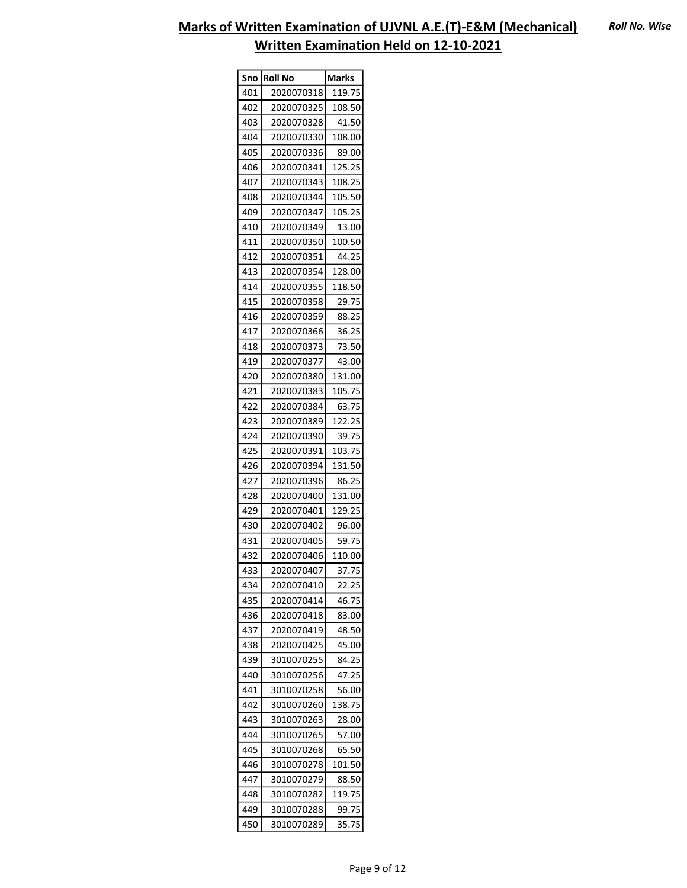# Marks of Written Examination of UJVNL A.E.(T)-E&M (Mechanical)

*Roll No. Wise*

## Written Examination Held on 12-10-2021

| Sno | Roll No | Marks |
|---|---|---|
| 401 | 2020070318 | 119.75 |
| 402 | 2020070325 | 108.50 |
| 403 | 2020070328 | 41.50 |
| 404 | 2020070330 | 108.00 |
| 405 | 2020070336 | 89.00 |
| 406 | 2020070341 | 125.25 |
| 407 | 2020070343 | 108.25 |
| 408 | 2020070344 | 105.50 |
| 409 | 2020070347 | 105.25 |
| 410 | 2020070349 | 13.00 |
| 411 | 2020070350 | 100.50 |
| 412 | 2020070351 | 44.25 |
| 413 | 2020070354 | 128.00 |
| 414 | 2020070355 | 118.50 |
| 415 | 2020070358 | 29.75 |
| 416 | 2020070359 | 88.25 |
| 417 | 2020070366 | 36.25 |
| 418 | 2020070373 | 73.50 |
| 419 | 2020070377 | 43.00 |
| 420 | 2020070380 | 131.00 |
| 421 | 2020070383 | 105.75 |
| 422 | 2020070384 | 63.75 |
| 423 | 2020070389 | 122.25 |
| 424 | 2020070390 | 39.75 |
| 425 | 2020070391 | 103.75 |
| 426 | 2020070394 | 131.50 |
| 427 | 2020070396 | 86.25 |
| 428 | 2020070400 | 131.00 |
| 429 | 2020070401 | 129.25 |
| 430 | 2020070402 | 96.00 |
| 431 | 2020070405 | 59.75 |
| 432 | 2020070406 | 110.00 |
| 433 | 2020070407 | 37.75 |
| 434 | 2020070410 | 22.25 |
| 435 | 2020070414 | 46.75 |
| 436 | 2020070418 | 83.00 |
| 437 | 2020070419 | 48.50 |
| 438 | 2020070425 | 45.00 |
| 439 | 3010070255 | 84.25 |
| 440 | 3010070256 | 47.25 |
| 441 | 3010070258 | 56.00 |
| 442 | 3010070260 | 138.75 |
| 443 | 3010070263 | 28.00 |
| 444 | 3010070265 | 57.00 |
| 445 | 3010070268 | 65.50 |
| 446 | 3010070278 | 101.50 |
| 447 | 3010070279 | 88.50 |
| 448 | 3010070282 | 119.75 |
| 449 | 3010070288 | 99.75 |
| 450 | 3010070289 | 35.75 |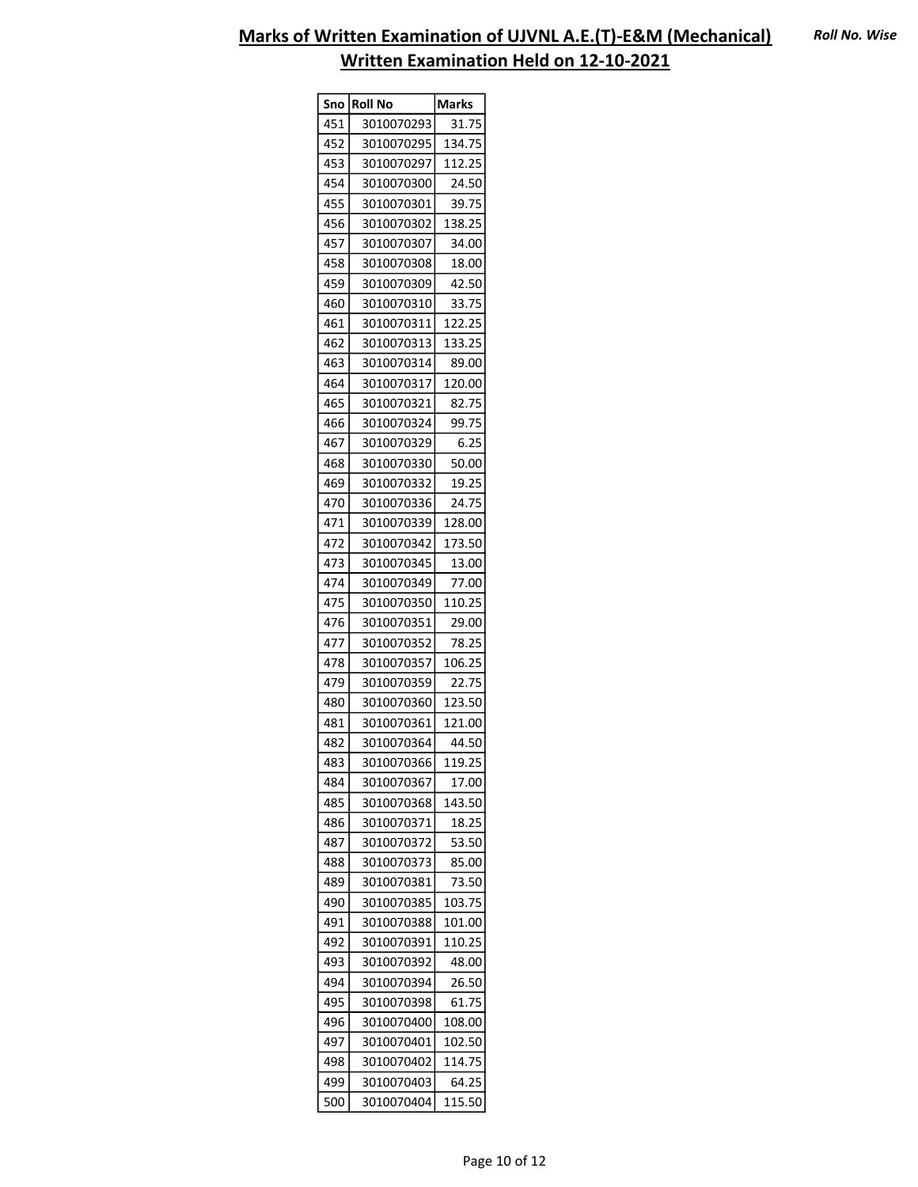# Marks of Written Examination of UJVNL A.E.(T)-E&M (Mechanical)

*Roll No. Wise*

## Written Examination Held on 12-10-2021

| Sno | Roll No | Marks |
|---|---|---|
| 451 | 3010070293 | 31.75 |
| 452 | 3010070295 | 134.75 |
| 453 | 3010070297 | 112.25 |
| 454 | 3010070300 | 24.50 |
| 455 | 3010070301 | 39.75 |
| 456 | 3010070302 | 138.25 |
| 457 | 3010070307 | 34.00 |
| 458 | 3010070308 | 18.00 |
| 459 | 3010070309 | 42.50 |
| 460 | 3010070310 | 33.75 |
| 461 | 3010070311 | 122.25 |
| 462 | 3010070313 | 133.25 |
| 463 | 3010070314 | 89.00 |
| 464 | 3010070317 | 120.00 |
| 465 | 3010070321 | 82.75 |
| 466 | 3010070324 | 99.75 |
| 467 | 3010070329 | 6.25 |
| 468 | 3010070330 | 50.00 |
| 469 | 3010070332 | 19.25 |
| 470 | 3010070336 | 24.75 |
| 471 | 3010070339 | 128.00 |
| 472 | 3010070342 | 173.50 |
| 473 | 3010070345 | 13.00 |
| 474 | 3010070349 | 77.00 |
| 475 | 3010070350 | 110.25 |
| 476 | 3010070351 | 29.00 |
| 477 | 3010070352 | 78.25 |
| 478 | 3010070357 | 106.25 |
| 479 | 3010070359 | 22.75 |
| 480 | 3010070360 | 123.50 |
| 481 | 3010070361 | 121.00 |
| 482 | 3010070364 | 44.50 |
| 483 | 3010070366 | 119.25 |
| 484 | 3010070367 | 17.00 |
| 485 | 3010070368 | 143.50 |
| 486 | 3010070371 | 18.25 |
| 487 | 3010070372 | 53.50 |
| 488 | 3010070373 | 85.00 |
| 489 | 3010070381 | 73.50 |
| 490 | 3010070385 | 103.75 |
| 491 | 3010070388 | 101.00 |
| 492 | 3010070391 | 110.25 |
| 493 | 3010070392 | 48.00 |
| 494 | 3010070394 | 26.50 |
| 495 | 3010070398 | 61.75 |
| 496 | 3010070400 | 108.00 |
| 497 | 3010070401 | 102.50 |
| 498 | 3010070402 | 114.75 |
| 499 | 3010070403 | 64.25 |
| 500 | 3010070404 | 115.50 |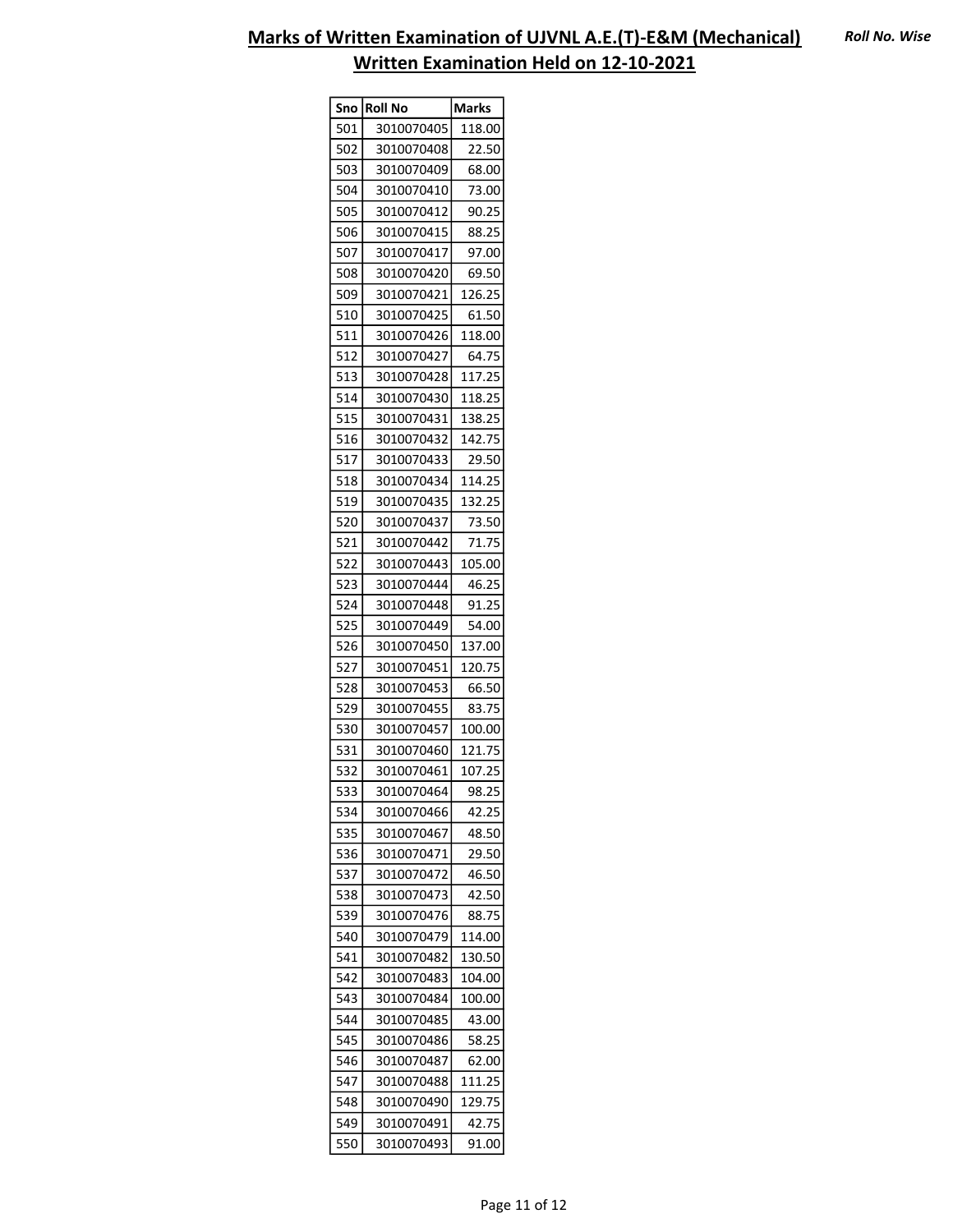**Roll No. Wise**

# Marks of Written Examination of UJVNL A.E.(T)-E&M (Mechanical)

## Written Examination Held on 12-10-2021

| Sno | Roll No | Marks |
|---|---|---|
| 501 | 3010070405 | 118.00 |
| 502 | 3010070408 | 22.50 |
| 503 | 3010070409 | 68.00 |
| 504 | 3010070410 | 73.00 |
| 505 | 3010070412 | 90.25 |
| 506 | 3010070415 | 88.25 |
| 507 | 3010070417 | 97.00 |
| 508 | 3010070420 | 69.50 |
| 509 | 3010070421 | 126.25 |
| 510 | 3010070425 | 61.50 |
| 511 | 3010070426 | 118.00 |
| 512 | 3010070427 | 64.75 |
| 513 | 3010070428 | 117.25 |
| 514 | 3010070430 | 118.25 |
| 515 | 3010070431 | 138.25 |
| 516 | 3010070432 | 142.75 |
| 517 | 3010070433 | 29.50 |
| 518 | 3010070434 | 114.25 |
| 519 | 3010070435 | 132.25 |
| 520 | 3010070437 | 73.50 |
| 521 | 3010070442 | 71.75 |
| 522 | 3010070443 | 105.00 |
| 523 | 3010070444 | 46.25 |
| 524 | 3010070448 | 91.25 |
| 525 | 3010070449 | 54.00 |
| 526 | 3010070450 | 137.00 |
| 527 | 3010070451 | 120.75 |
| 528 | 3010070453 | 66.50 |
| 529 | 3010070455 | 83.75 |
| 530 | 3010070457 | 100.00 |
| 531 | 3010070460 | 121.75 |
| 532 | 3010070461 | 107.25 |
| 533 | 3010070464 | 98.25 |
| 534 | 3010070466 | 42.25 |
| 535 | 3010070467 | 48.50 |
| 536 | 3010070471 | 29.50 |
| 537 | 3010070472 | 46.50 |
| 538 | 3010070473 | 42.50 |
| 539 | 3010070476 | 88.75 |
| 540 | 3010070479 | 114.00 |
| 541 | 3010070482 | 130.50 |
| 542 | 3010070483 | 104.00 |
| 543 | 3010070484 | 100.00 |
| 544 | 3010070485 | 43.00 |
| 545 | 3010070486 | 58.25 |
| 546 | 3010070487 | 62.00 |
| 547 | 3010070488 | 111.25 |
| 548 | 3010070490 | 129.75 |
| 549 | 3010070491 | 42.75 |
| 550 | 3010070493 | 91.00 |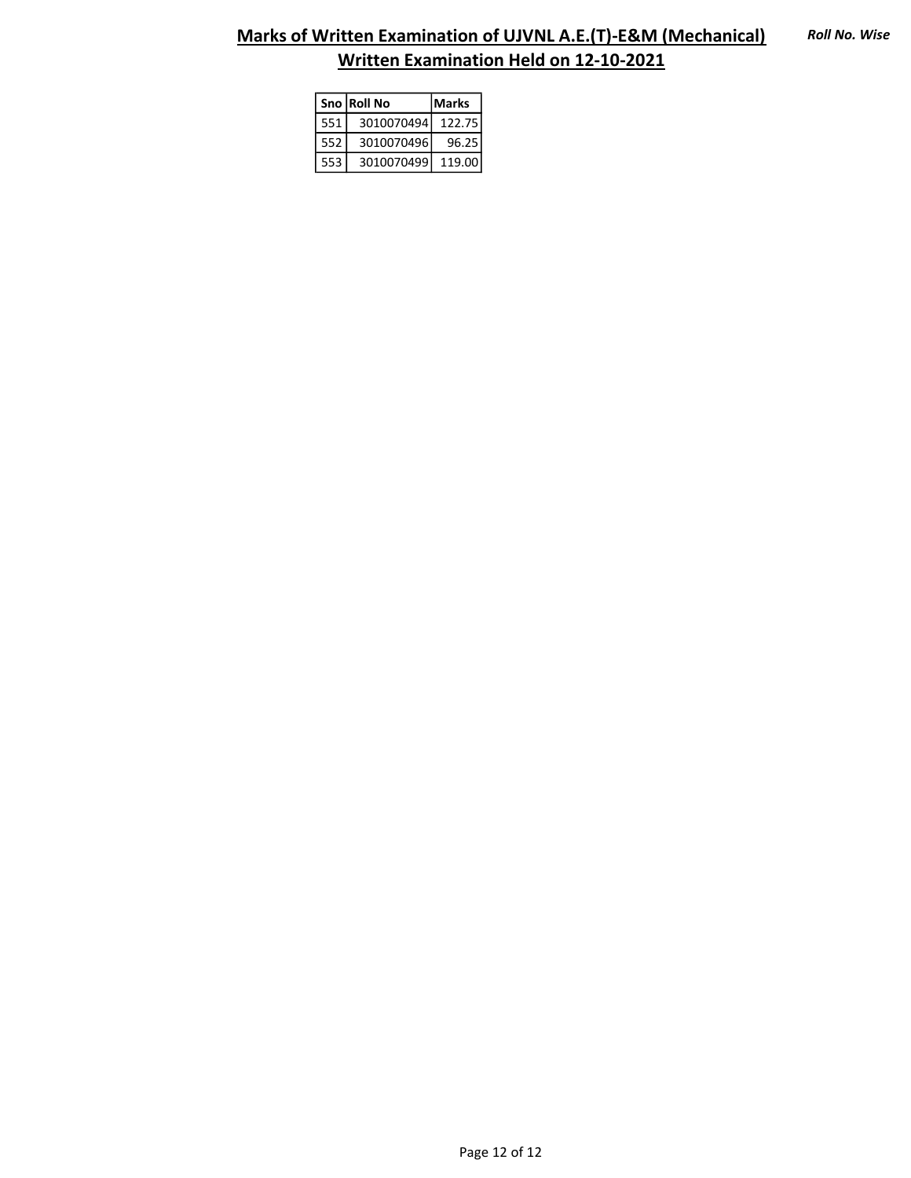# Marks of Written Examination of UJVNL A.E.(T)-E&M (Mechanical)

*Roll No. Wise*

## Written Examination Held on 12-10-2021

| Sno | Roll No | Marks |
|---|---|---|
| 551 | 3010070494 | 122.75 |
| 552 | 3010070496 | 96.25 |
| 553 | 3010070499 | 119.00 |